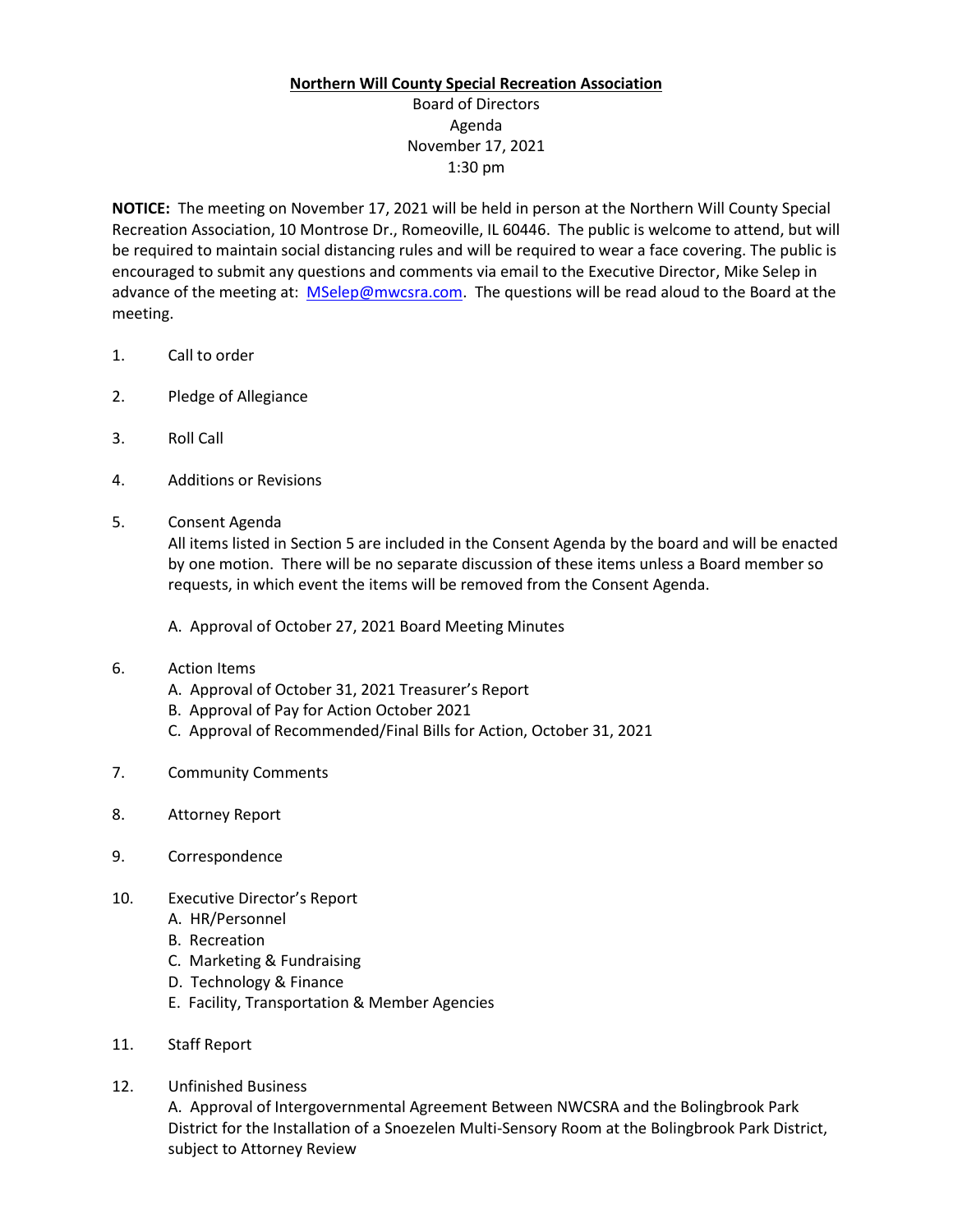**Northern Will County Special Recreation Association**

Board of Directors
Agenda
November 17, 2021
1:30 pm

**NOTICE:** The meeting on November 17, 2021 will be held in person at the Northern Will County Special Recreation Association, 10 Montrose Dr., Romeoville, IL 60446. The public is welcome to attend, but will be required to maintain social distancing rules and will be required to wear a face covering. The public is encouraged to submit any questions and comments via email to the Executive Director, Mike Selep in advance of the meeting at: MSelep@mwcsra.com. The questions will be read aloud to the Board at the meeting.

1. Call to order

2. Pledge of Allegiance

3. Roll Call

4. Additions or Revisions

5. Consent Agenda
   All items listed in Section 5 are included in the Consent Agenda by the board and will be enacted by one motion. There will be no separate discussion of these items unless a Board member so requests, in which event the items will be removed from the Consent Agenda.

   A. Approval of October 27, 2021 Board Meeting Minutes

6. Action Items
   A. Approval of October 31, 2021 Treasurer's Report
   B. Approval of Pay for Action October 2021
   C. Approval of Recommended/Final Bills for Action, October 31, 2021

7. Community Comments

8. Attorney Report

9. Correspondence

10. Executive Director's Report
    A. HR/Personnel
    B. Recreation
    C. Marketing & Fundraising
    D. Technology & Finance
    E. Facility, Transportation & Member Agencies

11. Staff Report

12. Unfinished Business
    A. Approval of Intergovernmental Agreement Between NWCSRA and the Bolingbrook Park District for the Installation of a Snoezelen Multi-Sensory Room at the Bolingbrook Park District, subject to Attorney Review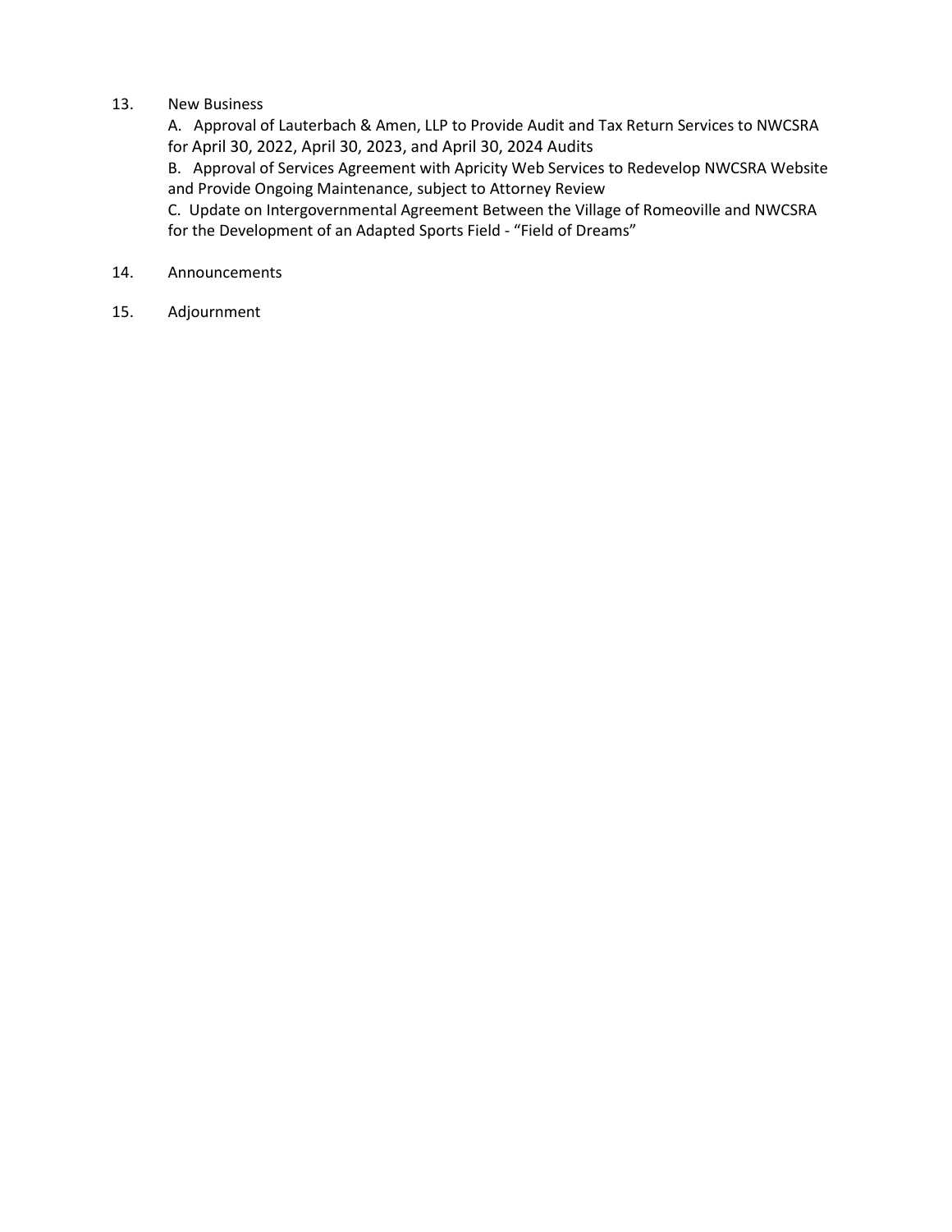13. New Business

    A. Approval of Lauterbach & Amen, LLP to Provide Audit and Tax Return Services to NWCSRA for April 30, 2022, April 30, 2023, and April 30, 2024 Audits

    B. Approval of Services Agreement with Apricity Web Services to Redevelop NWCSRA Website and Provide Ongoing Maintenance, subject to Attorney Review

    C. Update on Intergovernmental Agreement Between the Village of Romeoville and NWCSRA for the Development of an Adapted Sports Field - "Field of Dreams"

14. Announcements

15. Adjournment